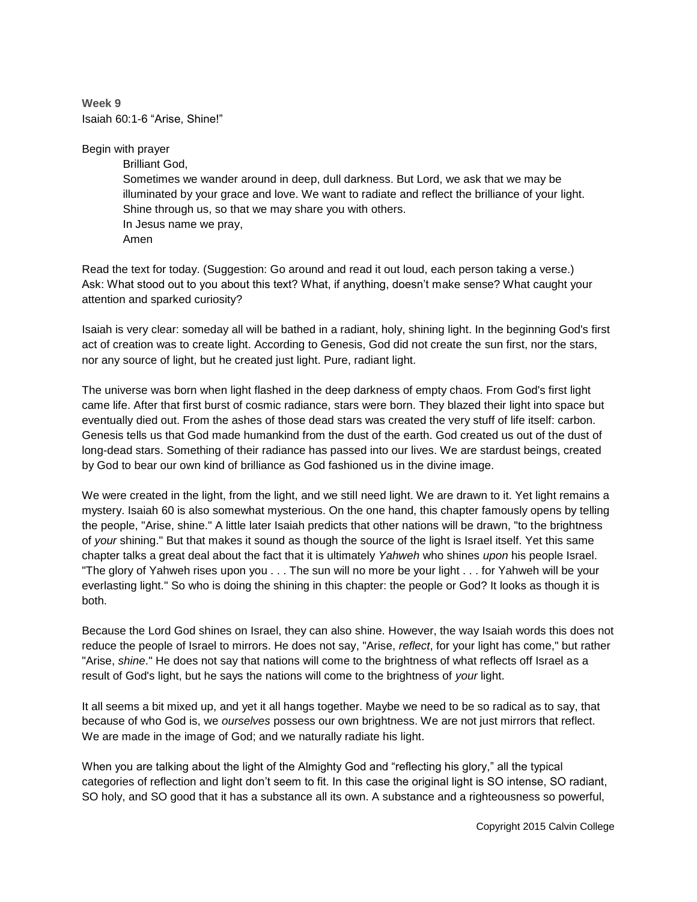**Week 9**
Isaiah 60:1-6 “Arise, Shine!”

Begin with prayer

> Brilliant God,
> Sometimes we wander around in deep, dull darkness. But Lord, we ask that we may be illuminated by your grace and love. We want to radiate and reflect the brilliance of your light. Shine through us, so that we may share you with others.
> In Jesus name we pray,
> Amen

Read the text for today. (Suggestion: Go around and read it out loud, each person taking a verse.)
Ask: What stood out to you about this text? What, if anything, doesn’t make sense? What caught your attention and sparked curiosity?

Isaiah is very clear: someday all will be bathed in a radiant, holy, shining light. In the beginning God's first act of creation was to create light. According to Genesis, God did not create the sun first, nor the stars, nor any source of light, but he created just light. Pure, radiant light.

The universe was born when light flashed in the deep darkness of empty chaos. From God's first light came life. After that first burst of cosmic radiance, stars were born. They blazed their light into space but eventually died out. From the ashes of those dead stars was created the very stuff of life itself: carbon. Genesis tells us that God made humankind from the dust of the earth. God created us out of the dust of long-dead stars. Something of their radiance has passed into our lives. We are stardust beings, created by God to bear our own kind of brilliance as God fashioned us in the divine image.

We were created in the light, from the light, and we still need light. We are drawn to it. Yet light remains a mystery. Isaiah 60 is also somewhat mysterious. On the one hand, this chapter famously opens by telling the people, "Arise, shine." A little later Isaiah predicts that other nations will be drawn, "to the brightness of *your* shining." But that makes it sound as though the source of the light is Israel itself. Yet this same chapter talks a great deal about the fact that it is ultimately *Yahweh* who shines *upon* his people Israel. "The glory of Yahweh rises upon you . . . The sun will no more be your light . . . for Yahweh will be your everlasting light." So who is doing the shining in this chapter: the people or God? It looks as though it is both.

Because the Lord God shines on Israel, they can also shine. However, the way Isaiah words this does not reduce the people of Israel to mirrors. He does not say, "Arise, *reflect*, for your light has come," but rather "Arise, *shine*." He does not say that nations will come to the brightness of what reflects off Israel as a result of God's light, but he says the nations will come to the brightness of *your* light.

It all seems a bit mixed up, and yet it all hangs together. Maybe we need to be so radical as to say, that because of who God is, we *ourselves* possess our own brightness. We are not just mirrors that reflect. We are made in the image of God; and we naturally radiate his light.

When you are talking about the light of the Almighty God and “reflecting his glory,” all the typical categories of reflection and light don’t seem to fit. In this case the original light is SO intense, SO radiant, SO holy, and SO good that it has a substance all its own. A substance and a righteousness so powerful,

Copyright 2015 Calvin College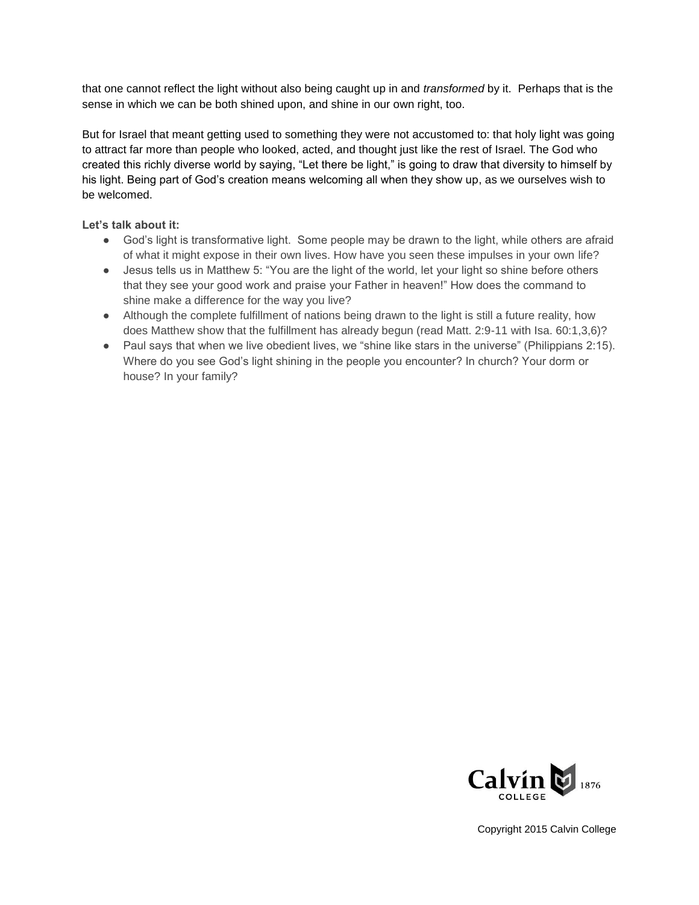that one cannot reflect the light without also being caught up in and *transformed* by it. Perhaps that is the sense in which we can be both shined upon, and shine in our own right, too.

But for Israel that meant getting used to something they were not accustomed to: that holy light was going to attract far more than people who looked, acted, and thought just like the rest of Israel. The God who created this richly diverse world by saying, "Let there be light," is going to draw that diversity to himself by his light. Being part of God's creation means welcoming all when they show up, as we ourselves wish to be welcomed.

**Let's talk about it:**

- God's light is transformative light. Some people may be drawn to the light, while others are afraid of what it might expose in their own lives. How have you seen these impulses in your own life?
- Jesus tells us in Matthew 5: "You are the light of the world, let your light so shine before others that they see your good work and praise your Father in heaven!" How does the command to shine make a difference for the way you live?
- Although the complete fulfillment of nations being drawn to the light is still a future reality, how does Matthew show that the fulfillment has already begun (read Matt. 2:9-11 with Isa. 60:1,3,6)?
- Paul says that when we live obedient lives, we "shine like stars in the universe" (Philippians 2:15). Where do you see God's light shining in the people you encounter? In church? Your dorm or house? In your family?

Calvin College 1876

Copyright 2015 Calvin College